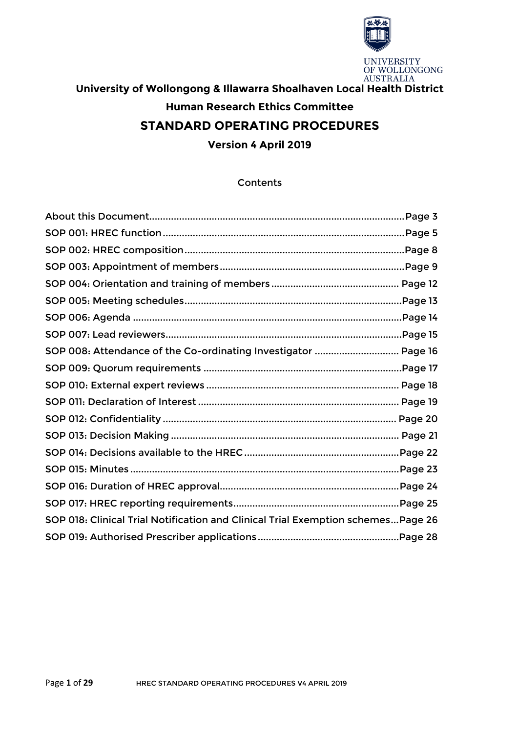UNIVERSITY OF WOLLONGONG AUSTRALIA

# University of Wollongong & Illawarra Shoalhaven Local Health District

## Human Research Ethics Committee

# STANDARD OPERATING PROCEDURES

### Version 4 April 2019

Contents

| | |
|---|---|
| About this Document | Page 3 |
| SOP 001: HREC function | Page 5 |
| SOP 002: HREC composition | Page 8 |
| SOP 003: Appointment of members | Page 9 |
| SOP 004: Orientation and training of members | Page 12 |
| SOP 005: Meeting schedules | Page 13 |
| SOP 006: Agenda | Page 14 |
| SOP 007: Lead reviewers | Page 15 |
| SOP 008: Attendance of the Co-ordinating Investigator | Page 16 |
| SOP 009: Quorum requirements | Page 17 |
| SOP 010: External expert reviews | Page 18 |
| SOP 011: Declaration of Interest | Page 19 |
| SOP 012: Confidentiality | Page 20 |
| SOP 013: Decision Making | Page 21 |
| SOP 014: Decisions available to the HREC | Page 22 |
| SOP 015: Minutes | Page 23 |
| SOP 016: Duration of HREC approval | Page 24 |
| SOP 017: HREC reporting requirements | Page 25 |
| SOP 018: Clinical Trial Notification and Clinical Trial Exemption schemes | Page 26 |
| SOP 019: Authorised Prescriber applications | Page 28 |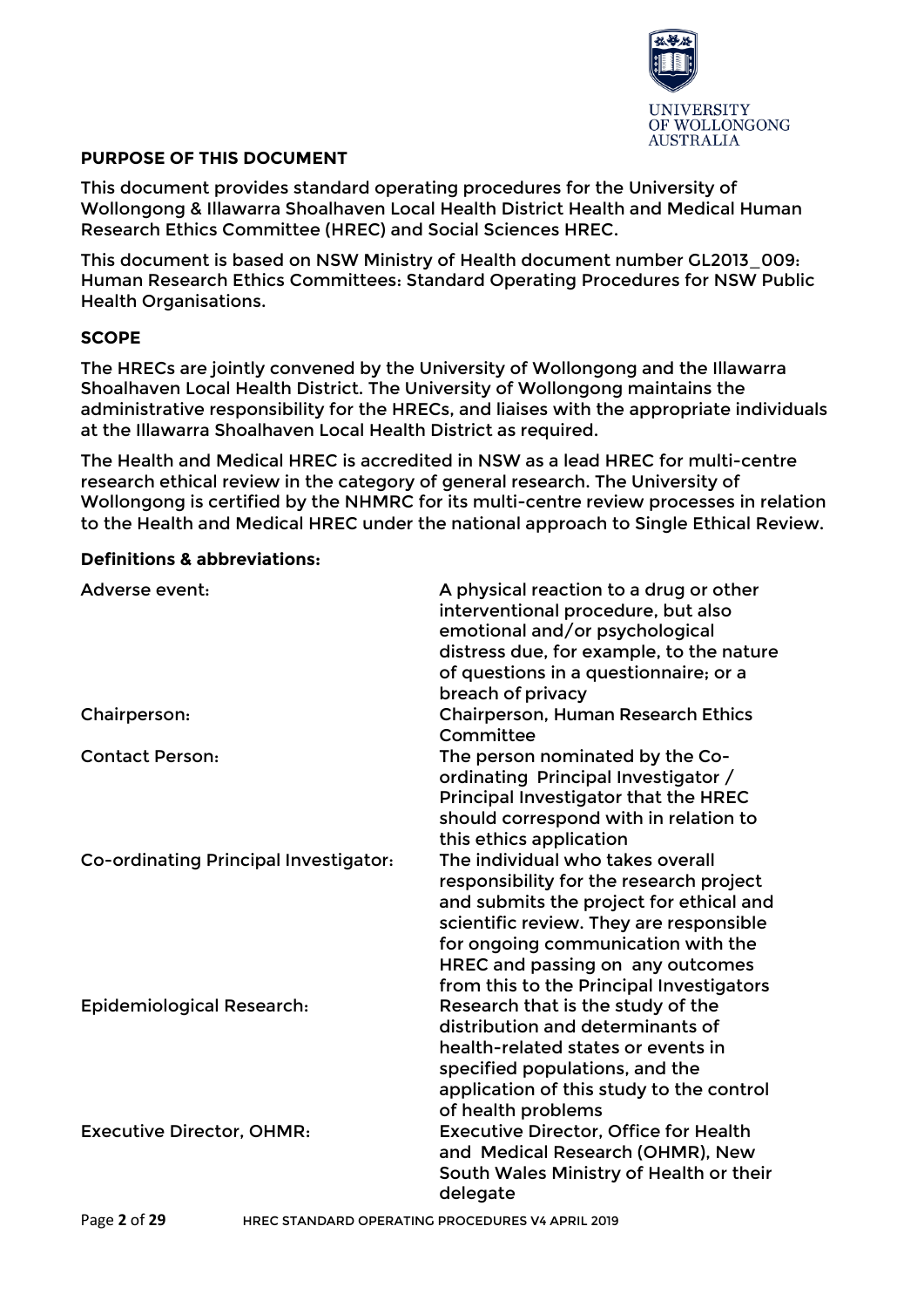## PURPOSE OF THIS DOCUMENT

This document provides standard operating procedures for the University of Wollongong & Illawarra Shoalhaven Local Health District Health and Medical Human Research Ethics Committee (HREC) and Social Sciences HREC.

This document is based on NSW Ministry of Health document number GL2013_009: Human Research Ethics Committees: Standard Operating Procedures for NSW Public Health Organisations.

## SCOPE

The HRECs are jointly convened by the University of Wollongong and the Illawarra Shoalhaven Local Health District. The University of Wollongong maintains the administrative responsibility for the HRECs, and liaises with the appropriate individuals at the Illawarra Shoalhaven Local Health District as required.

The Health and Medical HREC is accredited in NSW as a lead HREC for multi-centre research ethical review in the category of general research. The University of Wollongong is certified by the NHMRC for its multi-centre review processes in relation to the Health and Medical HREC under the national approach to Single Ethical Review.

### Definitions & abbreviations:

| | |
|---|---|
| Adverse event: | A physical reaction to a drug or other interventional procedure, but also emotional and/or psychological distress due, for example, to the nature of questions in a questionnaire; or a breach of privacy |
| Chairperson: | Chairperson, Human Research Ethics Committee |
| Contact Person: | The person nominated by the Co-ordinating Principal Investigator / Principal Investigator that the HREC should correspond with in relation to this ethics application |
| Co-ordinating Principal Investigator: | The individual who takes overall responsibility for the research project and submits the project for ethical and scientific review. They are responsible for ongoing communication with the HREC and passing on any outcomes from this to the Principal Investigators |
| Epidemiological Research: | Research that is the study of the distribution and determinants of health-related states or events in specified populations, and the application of this study to the control of health problems |
| Executive Director, OHMR: | Executive Director, Office for Health and Medical Research (OHMR), New South Wales Ministry of Health or their delegate |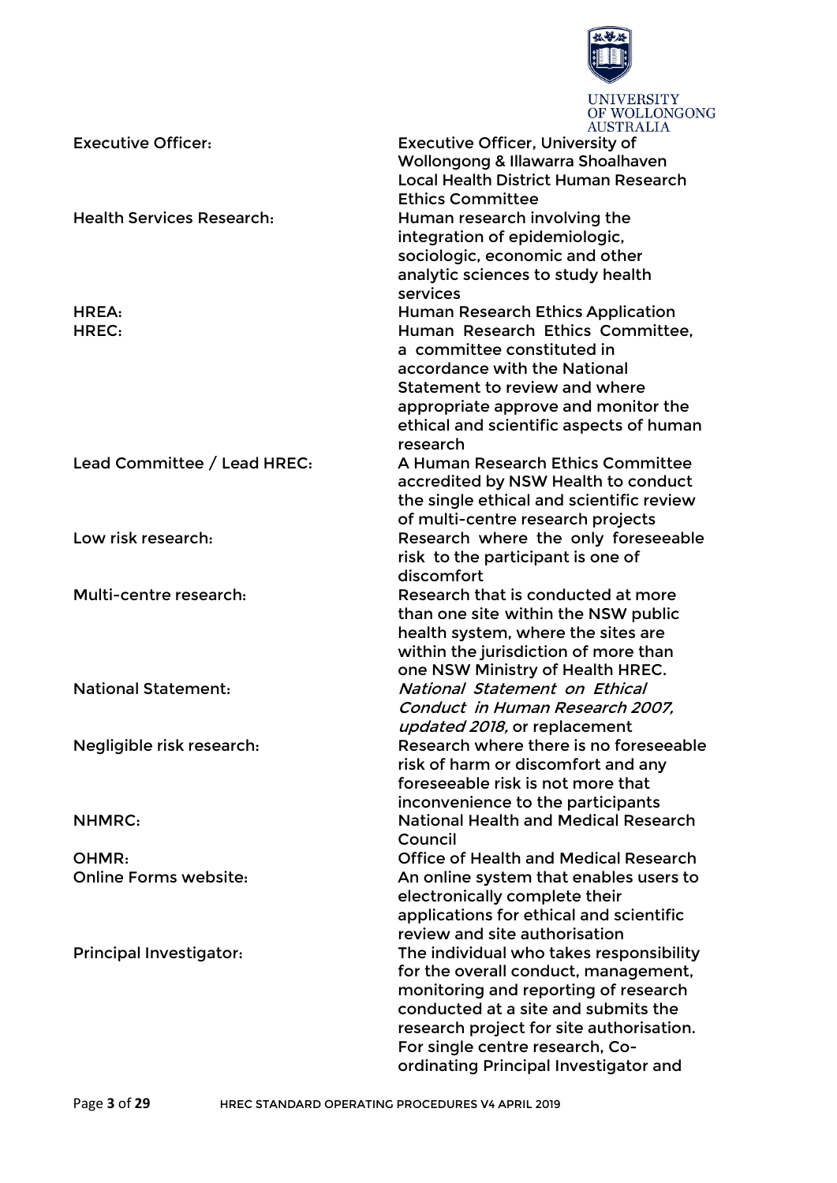| | |
|---|---|
| Executive Officer: | Executive Officer, University of Wollongong & Illawarra Shoalhaven Local Health District Human Research Ethics Committee |
| Health Services Research: | Human research involving the integration of epidemiologic, sociologic, economic and other analytic sciences to study health services |
| HREA: | Human Research Ethics Application |
| HREC: | Human Research Ethics Committee, a committee constituted in accordance with the National Statement to review and where appropriate approve and monitor the ethical and scientific aspects of human research |
| Lead Committee / Lead HREC: | A Human Research Ethics Committee accredited by NSW Health to conduct the single ethical and scientific review of multi-centre research projects |
| Low risk research: | Research where the only foreseeable risk to the participant is one of discomfort |
| Multi-centre research: | Research that is conducted at more than one site within the NSW public health system, where the sites are within the jurisdiction of more than one NSW Ministry of Health HREC. |
| National Statement: | *National Statement on Ethical Conduct in Human Research 2007, updated 2018,* or replacement |
| Negligible risk research: | Research where there is no foreseeable risk of harm or discomfort and any foreseeable risk is not more that inconvenience to the participants |
| NHMRC: | National Health and Medical Research Council |
| OHMR: | Office of Health and Medical Research |
| Online Forms website: | An online system that enables users to electronically complete their applications for ethical and scientific review and site authorisation |
| Principal Investigator: | The individual who takes responsibility for the overall conduct, management, monitoring and reporting of research conducted at a site and submits the research project for site authorisation. For single centre research, Co-ordinating Principal Investigator and |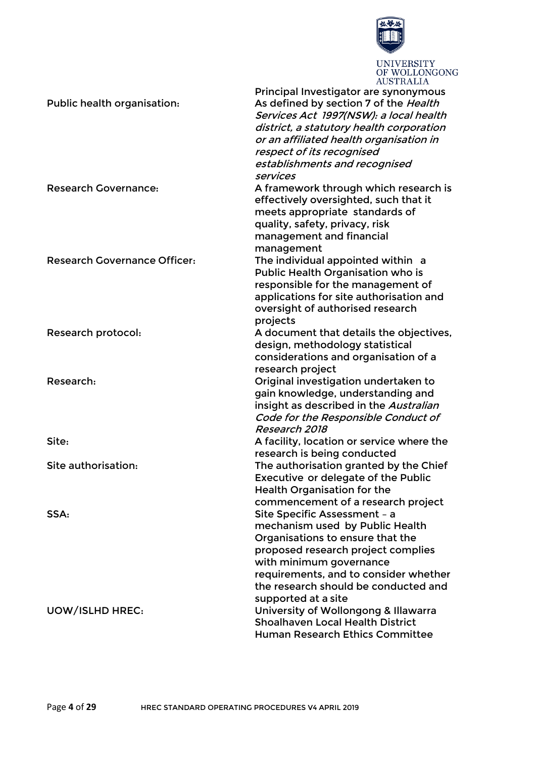|  | Principal Investigator are synonymous |
|---|---|
| Public health organisation: | As defined by section 7 of the *Health Services Act 1997(NSW): a local health district, a statutory health corporation or an affiliated health organisation in respect of its recognised establishments and recognised services* |
| Research Governance: | A framework through which research is effectively oversighted, such that it meets appropriate standards of quality, safety, privacy, risk management and financial management |
| Research Governance Officer: | The individual appointed within a Public Health Organisation who is responsible for the management of applications for site authorisation and oversight of authorised research projects |
| Research protocol: | A document that details the objectives, design, methodology statistical considerations and organisation of a research project |
| Research: | Original investigation undertaken to gain knowledge, understanding and insight as described in the *Australian Code for the Responsible Conduct of Research 2018* |
| Site: | A facility, location or service where the research is being conducted |
| Site authorisation: | The authorisation granted by the Chief Executive or delegate of the Public Health Organisation for the commencement of a research project |
| SSA: | Site Specific Assessment – a mechanism used by Public Health Organisations to ensure that the proposed research project complies with minimum governance requirements, and to consider whether the research should be conducted and supported at a site |
| UOW/ISLHD HREC: | University of Wollongong & Illawarra Shoalhaven Local Health District Human Research Ethics Committee |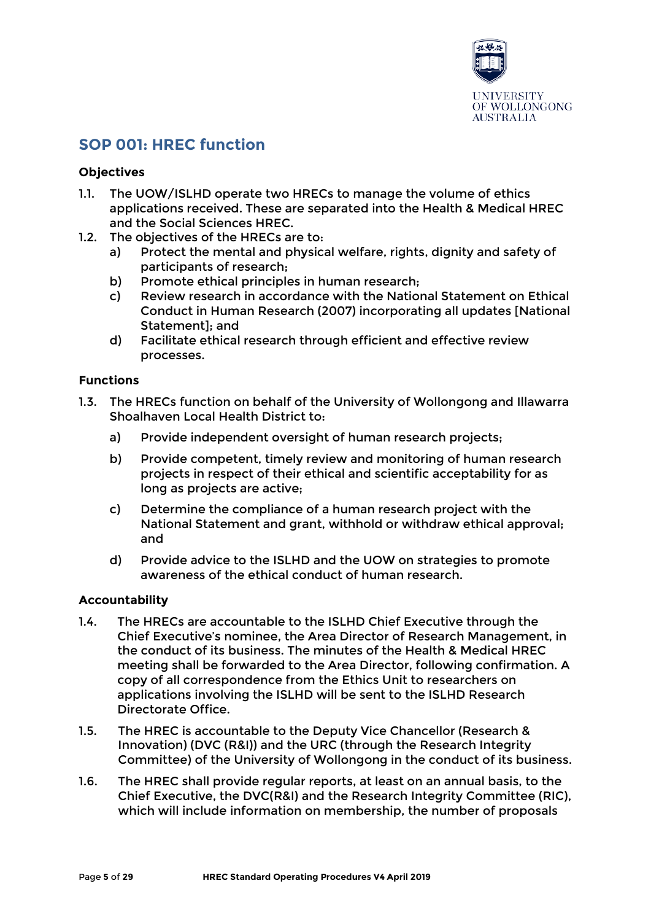## SOP 001: HREC function

### Objectives

1.1. The UOW/ISLHD operate two HRECs to manage the volume of ethics applications received. These are separated into the Health & Medical HREC and the Social Sciences HREC.

1.2. The objectives of the HRECs are to:

a) Protect the mental and physical welfare, rights, dignity and safety of participants of research;

b) Promote ethical principles in human research;

c) Review research in accordance with the National Statement on Ethical Conduct in Human Research (2007) incorporating all updates [National Statement]; and

d) Facilitate ethical research through efficient and effective review processes.

### Functions

1.3. The HRECs function on behalf of the University of Wollongong and Illawarra Shoalhaven Local Health District to:

a) Provide independent oversight of human research projects;

b) Provide competent, timely review and monitoring of human research projects in respect of their ethical and scientific acceptability for as long as projects are active;

c) Determine the compliance of a human research project with the National Statement and grant, withhold or withdraw ethical approval; and

d) Provide advice to the ISLHD and the UOW on strategies to promote awareness of the ethical conduct of human research.

### Accountability

1.4. The HRECs are accountable to the ISLHD Chief Executive through the Chief Executive's nominee, the Area Director of Research Management, in the conduct of its business. The minutes of the Health & Medical HREC meeting shall be forwarded to the Area Director, following confirmation. A copy of all correspondence from the Ethics Unit to researchers on applications involving the ISLHD will be sent to the ISLHD Research Directorate Office.

1.5. The HREC is accountable to the Deputy Vice Chancellor (Research & Innovation) (DVC (R&I)) and the URC (through the Research Integrity Committee) of the University of Wollongong in the conduct of its business.

1.6. The HREC shall provide regular reports, at least on an annual basis, to the Chief Executive, the DVC(R&I) and the Research Integrity Committee (RIC), which will include information on membership, the number of proposals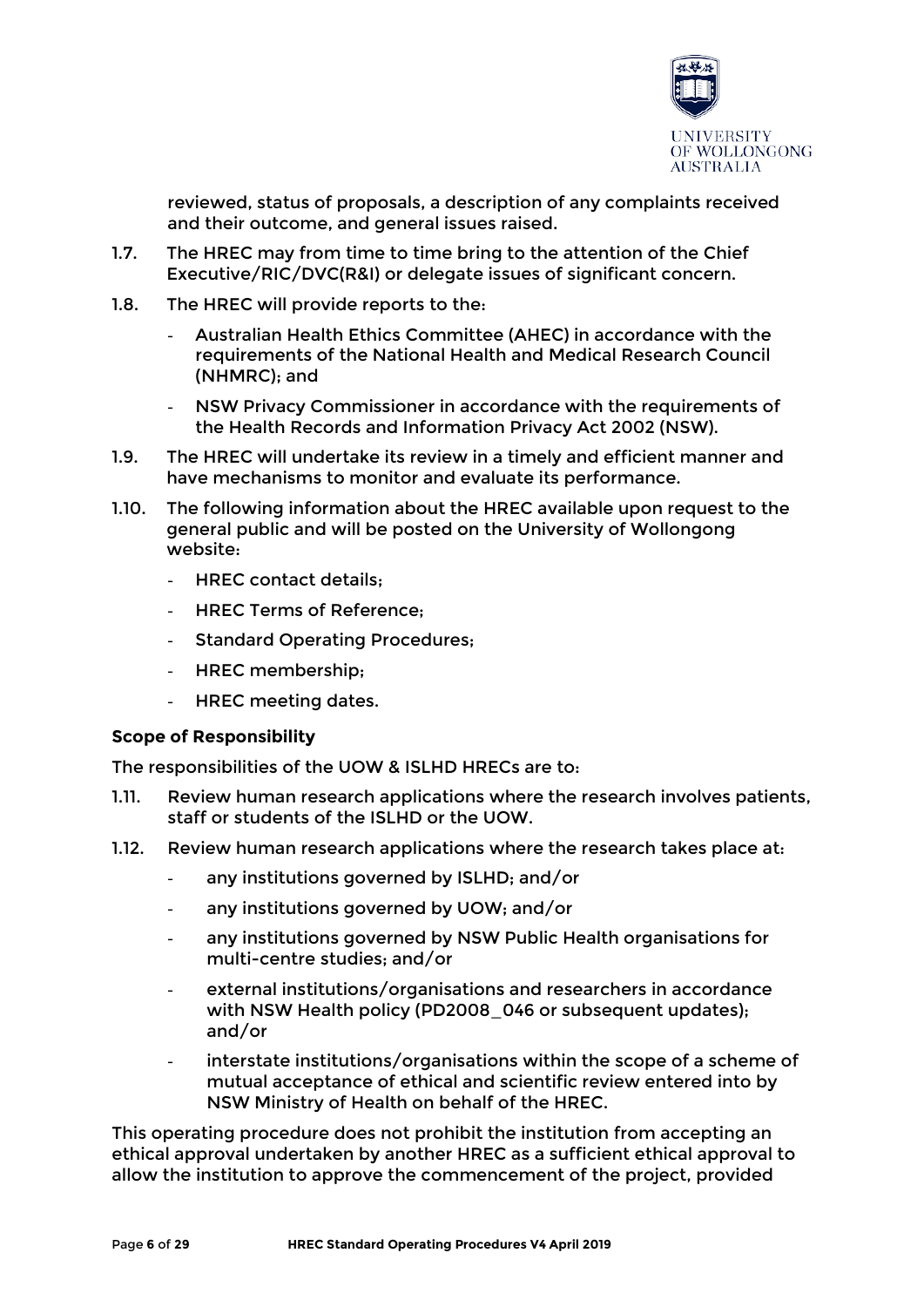reviewed, status of proposals, a description of any complaints received and their outcome, and general issues raised.

1.7. The HREC may from time to time bring to the attention of the Chief Executive/RIC/DVC(R&I) or delegate issues of significant concern.

1.8. The HREC will provide reports to the:

- Australian Health Ethics Committee (AHEC) in accordance with the requirements of the National Health and Medical Research Council (NHMRC); and
- NSW Privacy Commissioner in accordance with the requirements of the Health Records and Information Privacy Act 2002 (NSW).

1.9. The HREC will undertake its review in a timely and efficient manner and have mechanisms to monitor and evaluate its performance.

1.10. The following information about the HREC available upon request to the general public and will be posted on the University of Wollongong website:

- HREC contact details;
- HREC Terms of Reference;
- Standard Operating Procedures;
- HREC membership;
- HREC meeting dates.

**Scope of Responsibility**

The responsibilities of the UOW & ISLHD HRECs are to:

1.11. Review human research applications where the research involves patients, staff or students of the ISLHD or the UOW.

1.12. Review human research applications where the research takes place at:

- any institutions governed by ISLHD; and/or
- any institutions governed by UOW; and/or
- any institutions governed by NSW Public Health organisations for multi-centre studies; and/or
- external institutions/organisations and researchers in accordance with NSW Health policy (PD2008_046 or subsequent updates); and/or
- interstate institutions/organisations within the scope of a scheme of mutual acceptance of ethical and scientific review entered into by NSW Ministry of Health on behalf of the HREC.

This operating procedure does not prohibit the institution from accepting an ethical approval undertaken by another HREC as a sufficient ethical approval to allow the institution to approve the commencement of the project, provided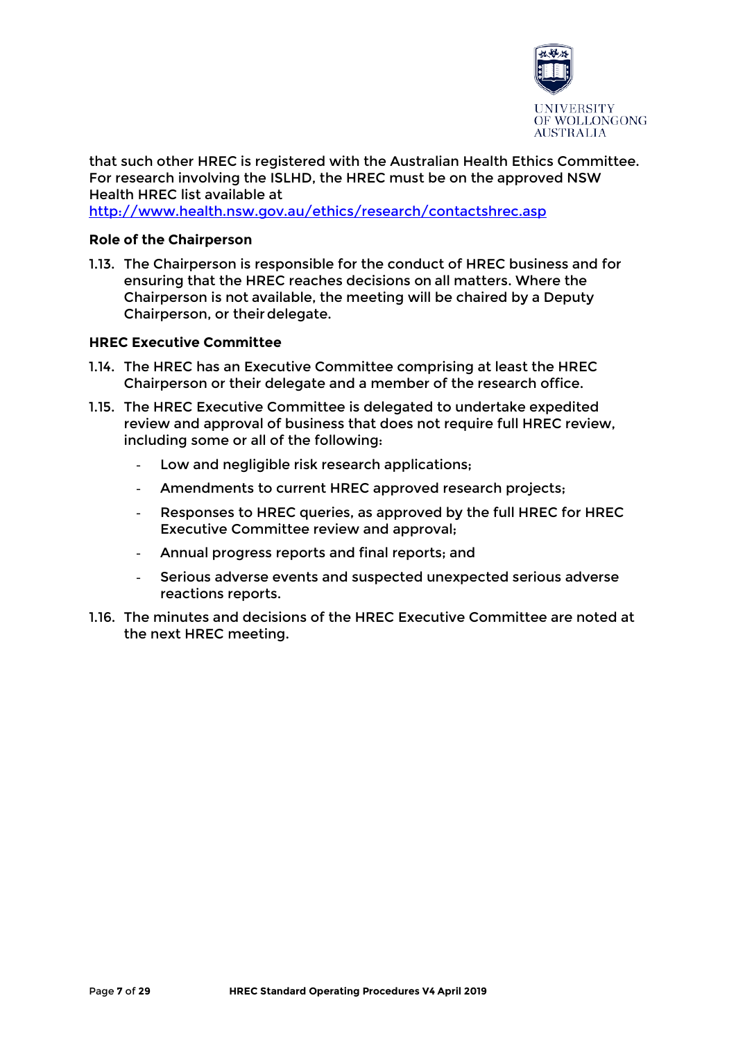that such other HREC is registered with the Australian Health Ethics Committee. For research involving the ISLHD, the HREC must be on the approved NSW Health HREC list available at [http://www.health.nsw.gov.au/ethics/research/contactshrec.asp](http://www.health.nsw.gov.au/ethics/research/contactshrec.asp)

**Role of the Chairperson**

1.13. The Chairperson is responsible for the conduct of HREC business and for ensuring that the HREC reaches decisions on all matters. Where the Chairperson is not available, the meeting will be chaired by a Deputy Chairperson, or their delegate.

**HREC Executive Committee**

1.14. The HREC has an Executive Committee comprising at least the HREC Chairperson or their delegate and a member of the research office.

1.15. The HREC Executive Committee is delegated to undertake expedited review and approval of business that does not require full HREC review, including some or all of the following:

- Low and negligible risk research applications;
- Amendments to current HREC approved research projects;
- Responses to HREC queries, as approved by the full HREC for HREC Executive Committee review and approval;
- Annual progress reports and final reports; and
- Serious adverse events and suspected unexpected serious adverse reactions reports.

1.16. The minutes and decisions of the HREC Executive Committee are noted at the next HREC meeting.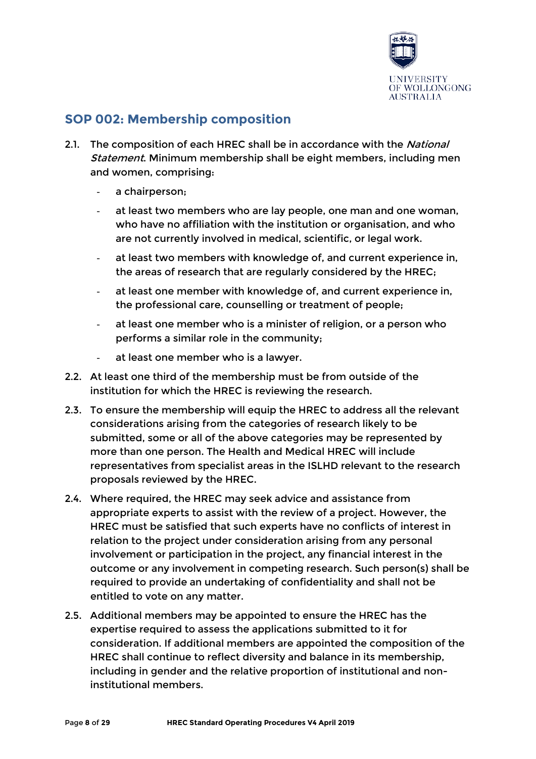## SOP 002: Membership composition

2.1. The composition of each HREC shall be in accordance with the *National Statement*. Minimum membership shall be eight members, including men and women, comprising:

- a chairperson;
- at least two members who are lay people, one man and one woman, who have no affiliation with the institution or organisation, and who are not currently involved in medical, scientific, or legal work.
- at least two members with knowledge of, and current experience in, the areas of research that are regularly considered by the HREC;
- at least one member with knowledge of, and current experience in, the professional care, counselling or treatment of people;
- at least one member who is a minister of religion, or a person who performs a similar role in the community;
- at least one member who is a lawyer.

2.2. At least one third of the membership must be from outside of the institution for which the HREC is reviewing the research.

2.3. To ensure the membership will equip the HREC to address all the relevant considerations arising from the categories of research likely to be submitted, some or all of the above categories may be represented by more than one person. The Health and Medical HREC will include representatives from specialist areas in the ISLHD relevant to the research proposals reviewed by the HREC.

2.4. Where required, the HREC may seek advice and assistance from appropriate experts to assist with the review of a project. However, the HREC must be satisfied that such experts have no conflicts of interest in relation to the project under consideration arising from any personal involvement or participation in the project, any financial interest in the outcome or any involvement in competing research. Such person(s) shall be required to provide an undertaking of confidentiality and shall not be entitled to vote on any matter.

2.5. Additional members may be appointed to ensure the HREC has the expertise required to assess the applications submitted to it for consideration. If additional members are appointed the composition of the HREC shall continue to reflect diversity and balance in its membership, including in gender and the relative proportion of institutional and non-institutional members.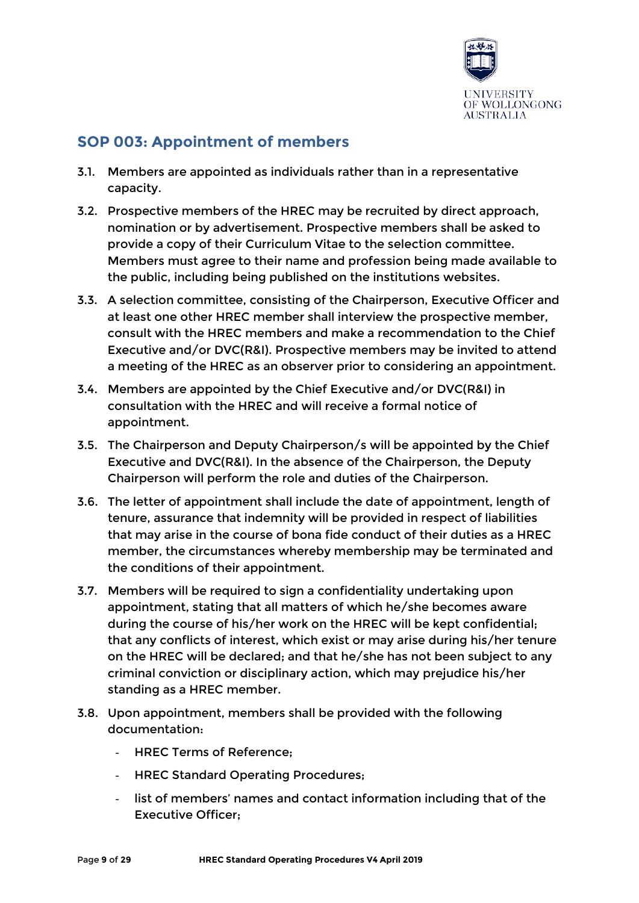## SOP 003: Appointment of members

3.1. Members are appointed as individuals rather than in a representative capacity.

3.2. Prospective members of the HREC may be recruited by direct approach, nomination or by advertisement. Prospective members shall be asked to provide a copy of their Curriculum Vitae to the selection committee. Members must agree to their name and profession being made available to the public, including being published on the institutions websites.

3.3. A selection committee, consisting of the Chairperson, Executive Officer and at least one other HREC member shall interview the prospective member, consult with the HREC members and make a recommendation to the Chief Executive and/or DVC(R&I). Prospective members may be invited to attend a meeting of the HREC as an observer prior to considering an appointment.

3.4. Members are appointed by the Chief Executive and/or DVC(R&I) in consultation with the HREC and will receive a formal notice of appointment.

3.5. The Chairperson and Deputy Chairperson/s will be appointed by the Chief Executive and DVC(R&I). In the absence of the Chairperson, the Deputy Chairperson will perform the role and duties of the Chairperson.

3.6. The letter of appointment shall include the date of appointment, length of tenure, assurance that indemnity will be provided in respect of liabilities that may arise in the course of bona fide conduct of their duties as a HREC member, the circumstances whereby membership may be terminated and the conditions of their appointment.

3.7. Members will be required to sign a confidentiality undertaking upon appointment, stating that all matters of which he/she becomes aware during the course of his/her work on the HREC will be kept confidential; that any conflicts of interest, which exist or may arise during his/her tenure on the HREC will be declared; and that he/she has not been subject to any criminal conviction or disciplinary action, which may prejudice his/her standing as a HREC member.

3.8. Upon appointment, members shall be provided with the following documentation:

- HREC Terms of Reference;
- HREC Standard Operating Procedures;
- list of members' names and contact information including that of the Executive Officer;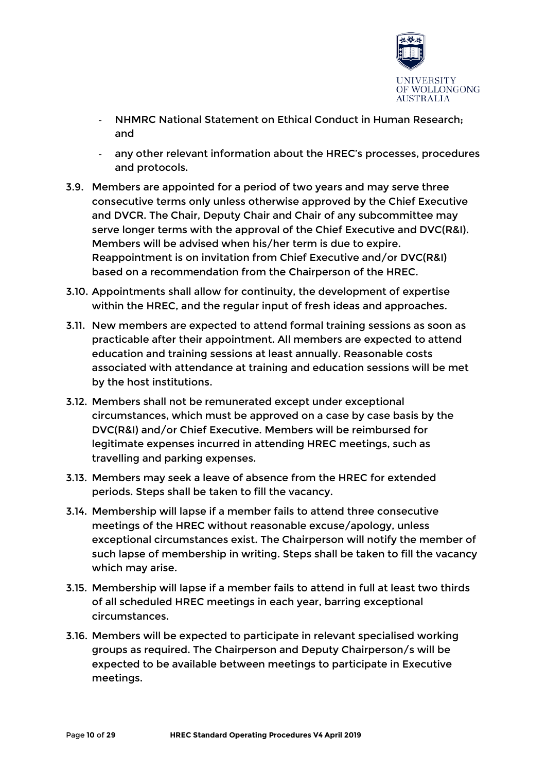- NHMRC National Statement on Ethical Conduct in Human Research; and
- any other relevant information about the HREC's processes, procedures and protocols.

3.9. Members are appointed for a period of two years and may serve three consecutive terms only unless otherwise approved by the Chief Executive and DVCR. The Chair, Deputy Chair and Chair of any subcommittee may serve longer terms with the approval of the Chief Executive and DVC(R&I). Members will be advised when his/her term is due to expire. Reappointment is on invitation from Chief Executive and/or DVC(R&I) based on a recommendation from the Chairperson of the HREC.

3.10. Appointments shall allow for continuity, the development of expertise within the HREC, and the regular input of fresh ideas and approaches.

3.11. New members are expected to attend formal training sessions as soon as practicable after their appointment. All members are expected to attend education and training sessions at least annually. Reasonable costs associated with attendance at training and education sessions will be met by the host institutions.

3.12. Members shall not be remunerated except under exceptional circumstances, which must be approved on a case by case basis by the DVC(R&I) and/or Chief Executive. Members will be reimbursed for legitimate expenses incurred in attending HREC meetings, such as travelling and parking expenses.

3.13. Members may seek a leave of absence from the HREC for extended periods. Steps shall be taken to fill the vacancy.

3.14. Membership will lapse if a member fails to attend three consecutive meetings of the HREC without reasonable excuse/apology, unless exceptional circumstances exist. The Chairperson will notify the member of such lapse of membership in writing. Steps shall be taken to fill the vacancy which may arise.

3.15. Membership will lapse if a member fails to attend in full at least two thirds of all scheduled HREC meetings in each year, barring exceptional circumstances.

3.16. Members will be expected to participate in relevant specialised working groups as required. The Chairperson and Deputy Chairperson/s will be expected to be available between meetings to participate in Executive meetings.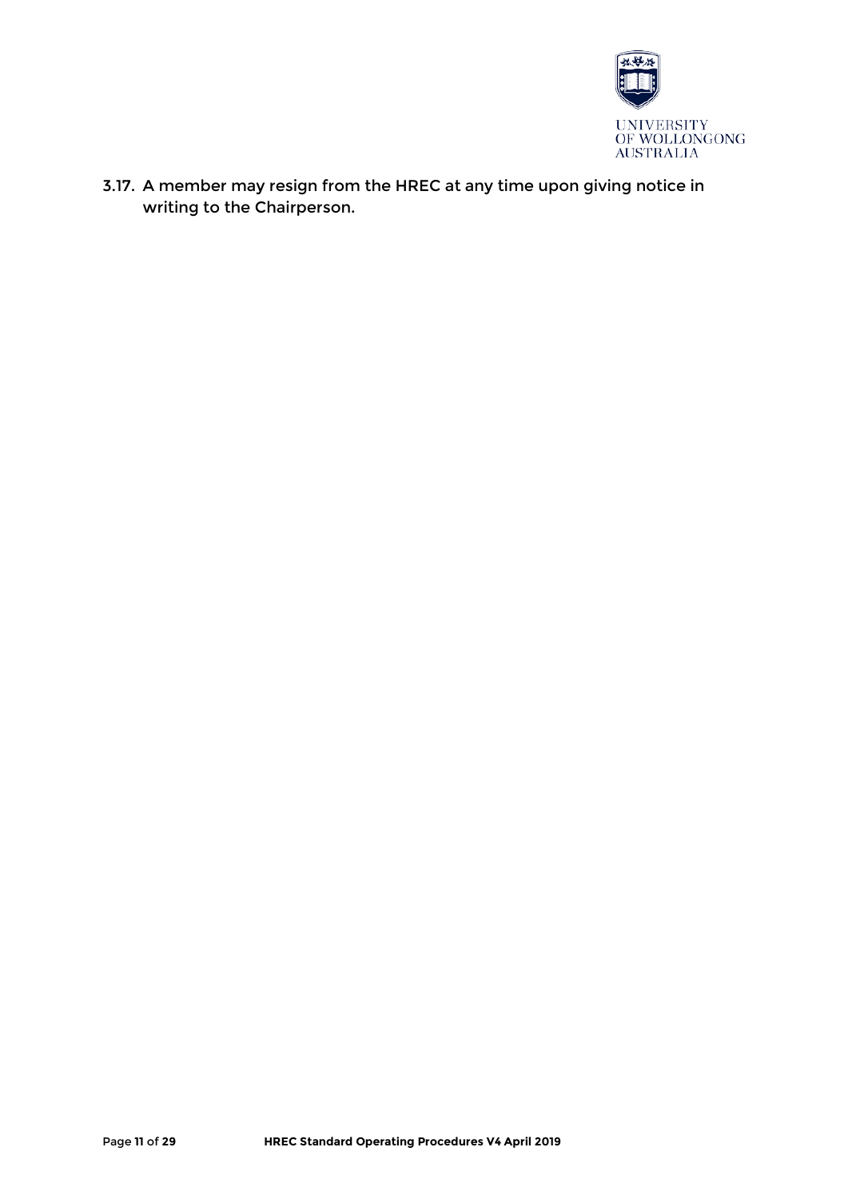3.17. A member may resign from the HREC at any time upon giving notice in writing to the Chairperson.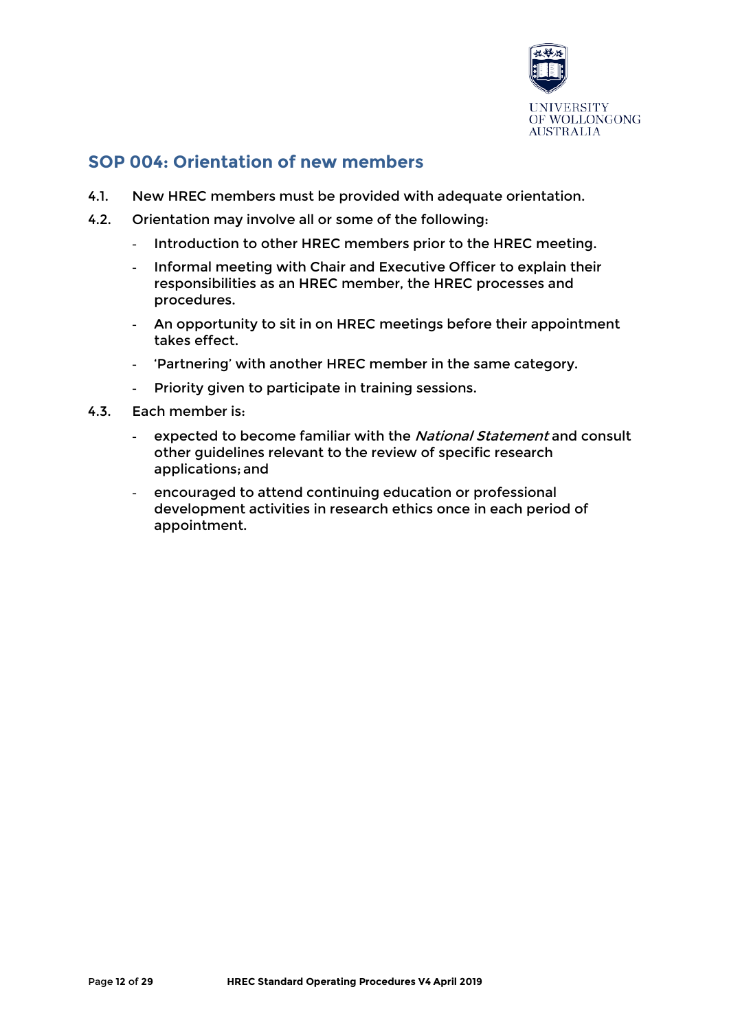## SOP 004: Orientation of new members

4.1. New HREC members must be provided with adequate orientation.

4.2. Orientation may involve all or some of the following:

- Introduction to other HREC members prior to the HREC meeting.
- Informal meeting with Chair and Executive Officer to explain their responsibilities as an HREC member, the HREC processes and procedures.
- An opportunity to sit in on HREC meetings before their appointment takes effect.
- 'Partnering' with another HREC member in the same category.
- Priority given to participate in training sessions.

4.3. Each member is:

- expected to become familiar with the *National Statement* and consult other guidelines relevant to the review of specific research applications; and
- encouraged to attend continuing education or professional development activities in research ethics once in each period of appointment.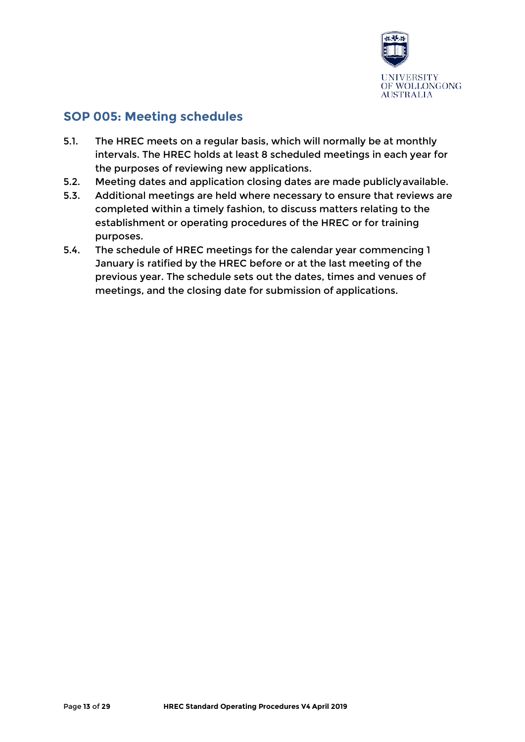## SOP 005: Meeting schedules

5.1. The HREC meets on a regular basis, which will normally be at monthly intervals. The HREC holds at least 8 scheduled meetings in each year for the purposes of reviewing new applications.

5.2. Meeting dates and application closing dates are made publicly available.

5.3. Additional meetings are held where necessary to ensure that reviews are completed within a timely fashion, to discuss matters relating to the establishment or operating procedures of the HREC or for training purposes.

5.4. The schedule of HREC meetings for the calendar year commencing 1 January is ratified by the HREC before or at the last meeting of the previous year. The schedule sets out the dates, times and venues of meetings, and the closing date for submission of applications.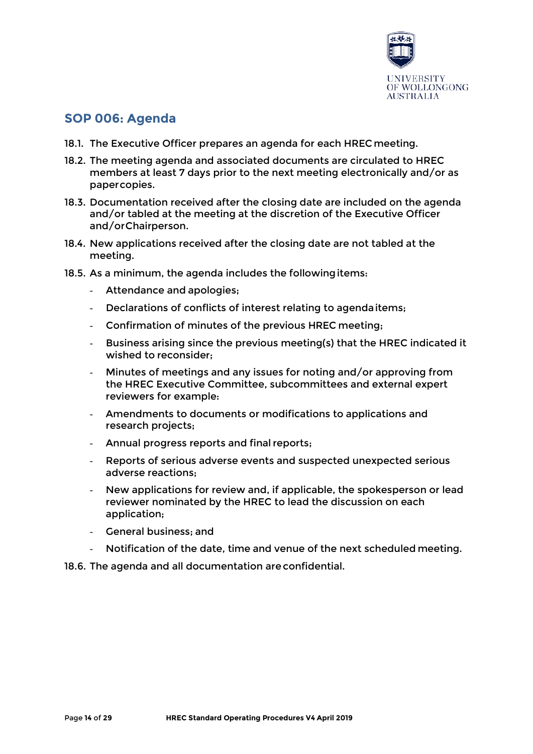## SOP 006: Agenda

18.1. The Executive Officer prepares an agenda for each HREC meeting.

18.2. The meeting agenda and associated documents are circulated to HREC members at least 7 days prior to the next meeting electronically and/or as paper copies.

18.3. Documentation received after the closing date are included on the agenda and/or tabled at the meeting at the discretion of the Executive Officer and/or Chairperson.

18.4. New applications received after the closing date are not tabled at the meeting.

18.5. As a minimum, the agenda includes the following items:

- Attendance and apologies;
- Declarations of conflicts of interest relating to agenda items;
- Confirmation of minutes of the previous HREC meeting;
- Business arising since the previous meeting(s) that the HREC indicated it wished to reconsider;
- Minutes of meetings and any issues for noting and/or approving from the HREC Executive Committee, subcommittees and external expert reviewers for example:
- Amendments to documents or modifications to applications and research projects;
- Annual progress reports and final reports;
- Reports of serious adverse events and suspected unexpected serious adverse reactions;
- New applications for review and, if applicable, the spokesperson or lead reviewer nominated by the HREC to lead the discussion on each application;
- General business; and
- Notification of the date, time and venue of the next scheduled meeting.

18.6. The agenda and all documentation are confidential.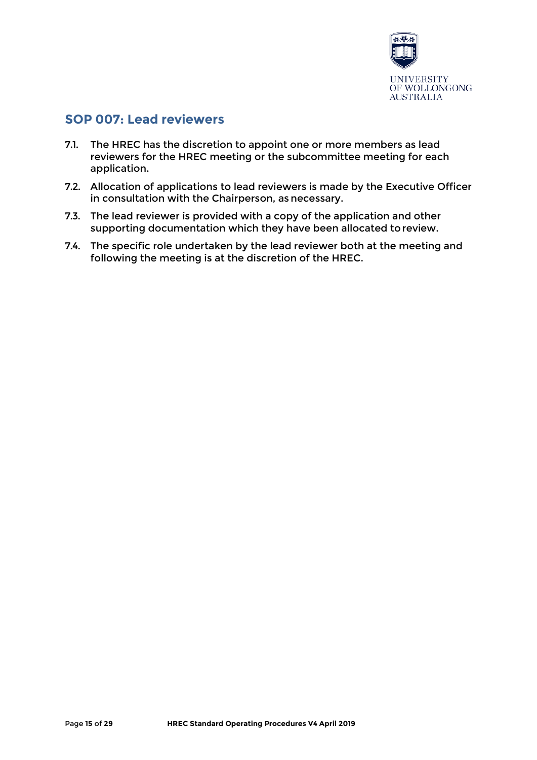## SOP 007: Lead reviewers

7.1. The HREC has the discretion to appoint one or more members as lead reviewers for the HREC meeting or the subcommittee meeting for each application.

7.2. Allocation of applications to lead reviewers is made by the Executive Officer in consultation with the Chairperson, as necessary.

7.3. The lead reviewer is provided with a copy of the application and other supporting documentation which they have been allocated to review.

7.4. The specific role undertaken by the lead reviewer both at the meeting and following the meeting is at the discretion of the HREC.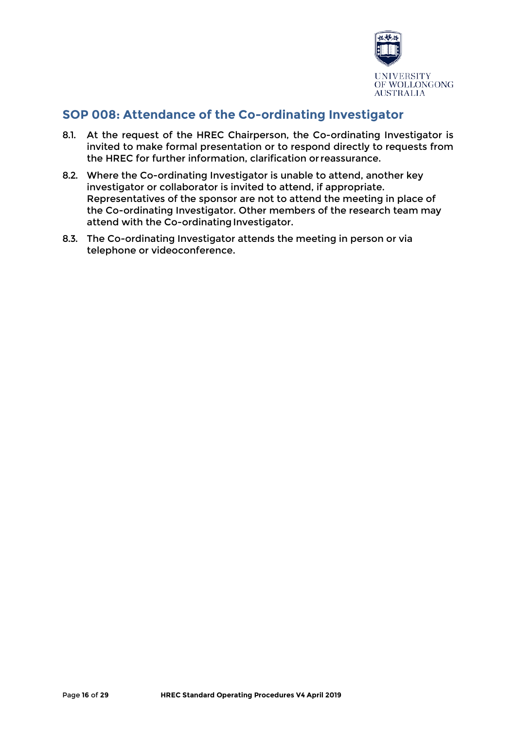## SOP 008: Attendance of the Co-ordinating Investigator

8.1. At the request of the HREC Chairperson, the Co-ordinating Investigator is invited to make formal presentation or to respond directly to requests from the HREC for further information, clarification or reassurance.

8.2. Where the Co-ordinating Investigator is unable to attend, another key investigator or collaborator is invited to attend, if appropriate. Representatives of the sponsor are not to attend the meeting in place of the Co-ordinating Investigator. Other members of the research team may attend with the Co-ordinating Investigator.

8.3. The Co-ordinating Investigator attends the meeting in person or via telephone or videoconference.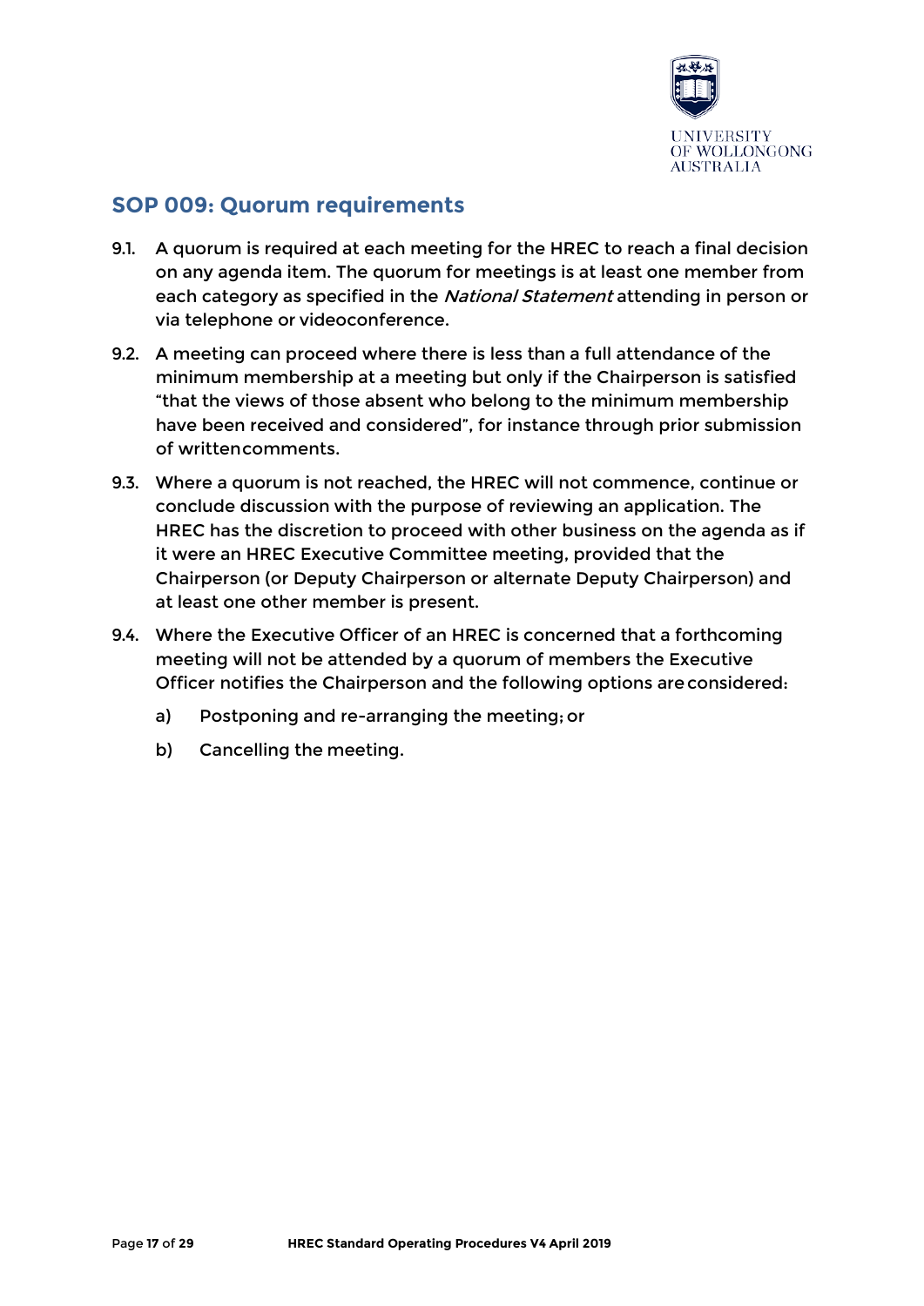## SOP 009: Quorum requirements

9.1. A quorum is required at each meeting for the HREC to reach a final decision on any agenda item. The quorum for meetings is at least one member from each category as specified in the *National Statement* attending in person or via telephone or videoconference.

9.2. A meeting can proceed where there is less than a full attendance of the minimum membership at a meeting but only if the Chairperson is satisfied "that the views of those absent who belong to the minimum membership have been received and considered", for instance through prior submission of written comments.

9.3. Where a quorum is not reached, the HREC will not commence, continue or conclude discussion with the purpose of reviewing an application. The HREC has the discretion to proceed with other business on the agenda as if it were an HREC Executive Committee meeting, provided that the Chairperson (or Deputy Chairperson or alternate Deputy Chairperson) and at least one other member is present.

9.4. Where the Executive Officer of an HREC is concerned that a forthcoming meeting will not be attended by a quorum of members the Executive Officer notifies the Chairperson and the following options are considered:

   a) Postponing and re-arranging the meeting; or

   b) Cancelling the meeting.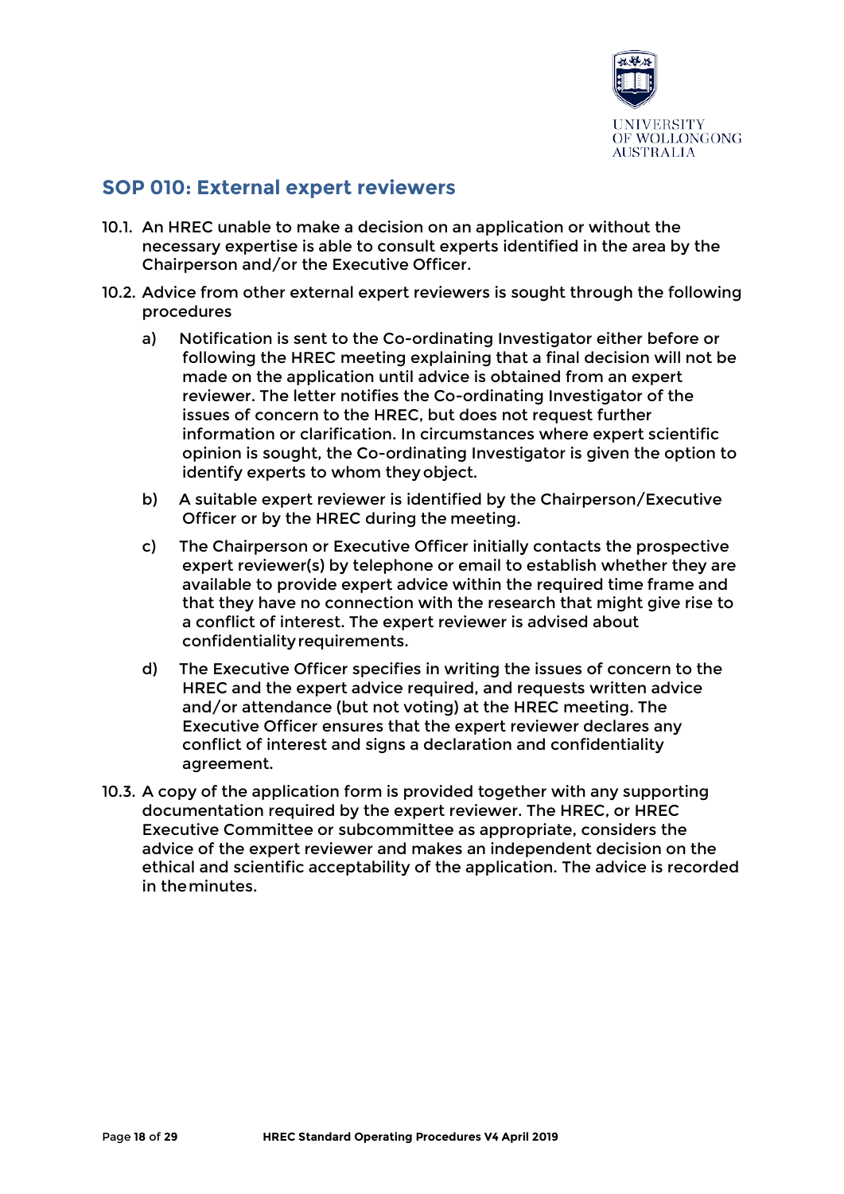## SOP 010: External expert reviewers

10.1. An HREC unable to make a decision on an application or without the necessary expertise is able to consult experts identified in the area by the Chairperson and/or the Executive Officer.

10.2. Advice from other external expert reviewers is sought through the following procedures

a) Notification is sent to the Co-ordinating Investigator either before or following the HREC meeting explaining that a final decision will not be made on the application until advice is obtained from an expert reviewer. The letter notifies the Co-ordinating Investigator of the issues of concern to the HREC, but does not request further information or clarification. In circumstances where expert scientific opinion is sought, the Co-ordinating Investigator is given the option to identify experts to whom they object.

b) A suitable expert reviewer is identified by the Chairperson/Executive Officer or by the HREC during the meeting.

c) The Chairperson or Executive Officer initially contacts the prospective expert reviewer(s) by telephone or email to establish whether they are available to provide expert advice within the required time frame and that they have no connection with the research that might give rise to a conflict of interest. The expert reviewer is advised about confidentiality requirements.

d) The Executive Officer specifies in writing the issues of concern to the HREC and the expert advice required, and requests written advice and/or attendance (but not voting) at the HREC meeting. The Executive Officer ensures that the expert reviewer declares any conflict of interest and signs a declaration and confidentiality agreement.

10.3. A copy of the application form is provided together with any supporting documentation required by the expert reviewer. The HREC, or HREC Executive Committee or subcommittee as appropriate, considers the advice of the expert reviewer and makes an independent decision on the ethical and scientific acceptability of the application. The advice is recorded in the minutes.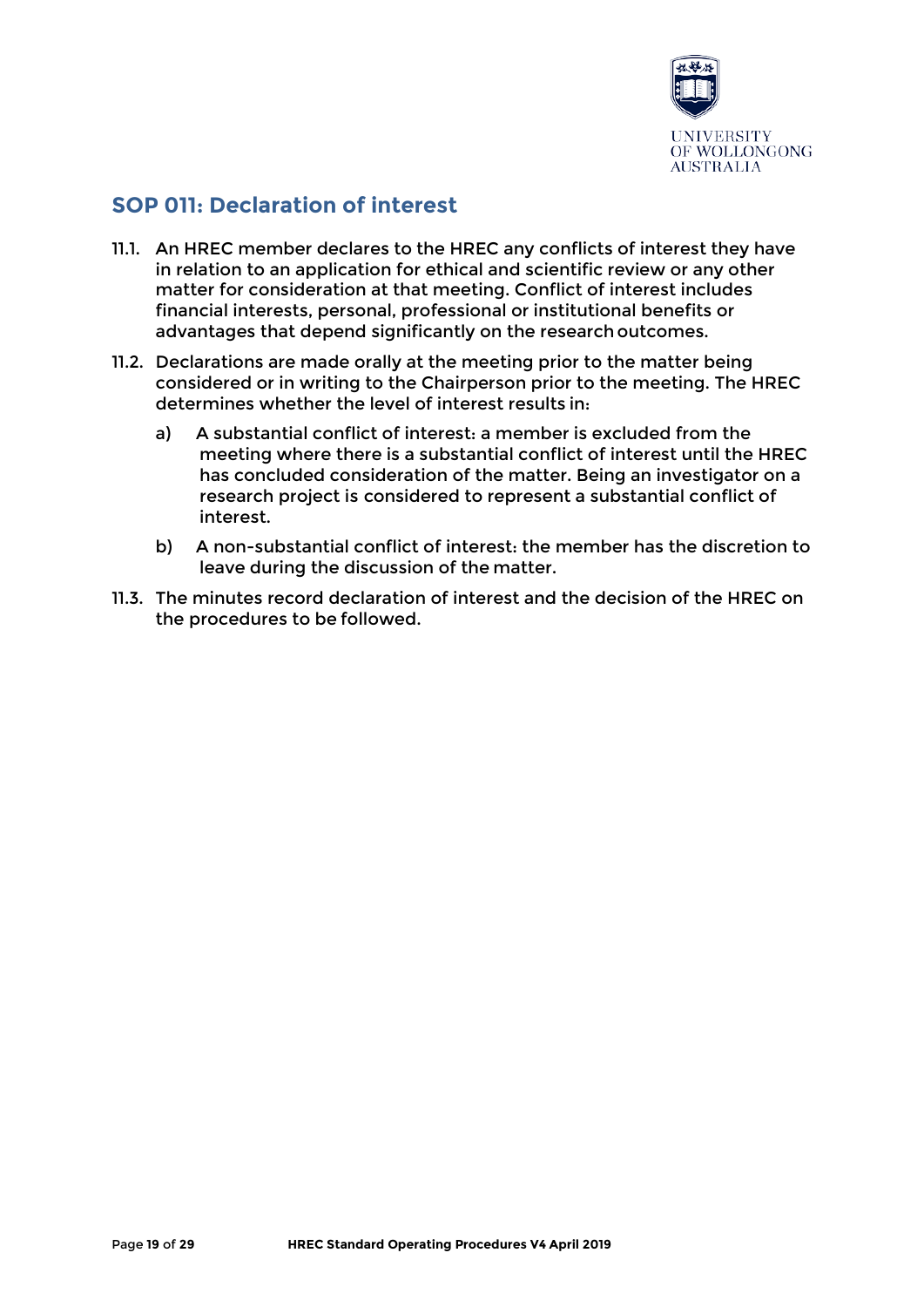## SOP 011: Declaration of interest

11.1. An HREC member declares to the HREC any conflicts of interest they have in relation to an application for ethical and scientific review or any other matter for consideration at that meeting. Conflict of interest includes financial interests, personal, professional or institutional benefits or advantages that depend significantly on the research outcomes.

11.2. Declarations are made orally at the meeting prior to the matter being considered or in writing to the Chairperson prior to the meeting. The HREC determines whether the level of interest results in:

   a) A substantial conflict of interest: a member is excluded from the meeting where there is a substantial conflict of interest until the HREC has concluded consideration of the matter. Being an investigator on a research project is considered to represent a substantial conflict of interest.

   b) A non-substantial conflict of interest: the member has the discretion to leave during the discussion of the matter.

11.3. The minutes record declaration of interest and the decision of the HREC on the procedures to be followed.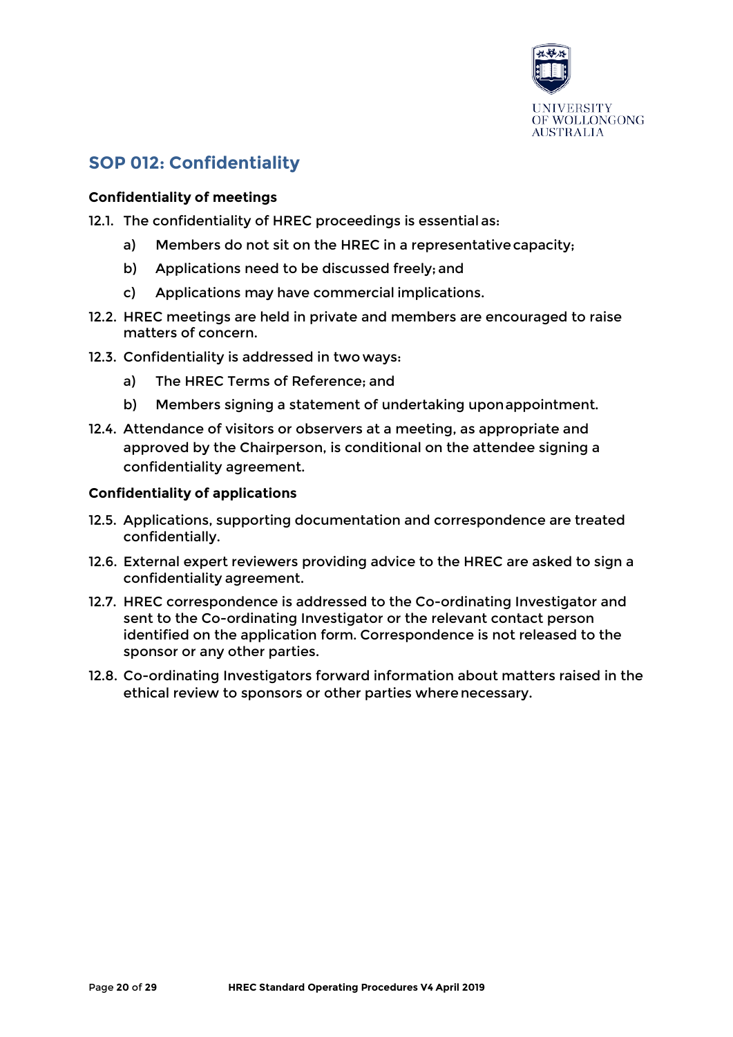## SOP 012: Confidentiality

**Confidentiality of meetings**

12.1. The confidentiality of HREC proceedings is essential as:

  a) Members do not sit on the HREC in a representative capacity;

  b) Applications need to be discussed freely; and

  c) Applications may have commercial implications.

12.2. HREC meetings are held in private and members are encouraged to raise matters of concern.

12.3. Confidentiality is addressed in two ways:

  a) The HREC Terms of Reference; and

  b) Members signing a statement of undertaking upon appointment.

12.4. Attendance of visitors or observers at a meeting, as appropriate and approved by the Chairperson, is conditional on the attendee signing a confidentiality agreement.

**Confidentiality of applications**

12.5. Applications, supporting documentation and correspondence are treated confidentially.

12.6. External expert reviewers providing advice to the HREC are asked to sign a confidentiality agreement.

12.7. HREC correspondence is addressed to the Co-ordinating Investigator and sent to the Co-ordinating Investigator or the relevant contact person identified on the application form. Correspondence is not released to the sponsor or any other parties.

12.8. Co-ordinating Investigators forward information about matters raised in the ethical review to sponsors or other parties where necessary.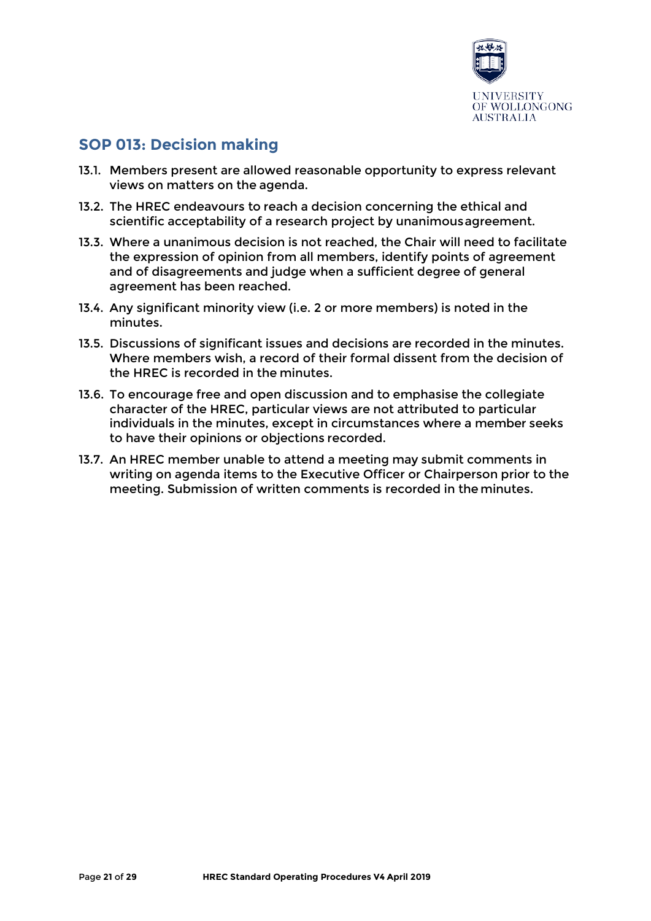## SOP 013: Decision making

13.1. Members present are allowed reasonable opportunity to express relevant views on matters on the agenda.

13.2. The HREC endeavours to reach a decision concerning the ethical and scientific acceptability of a research project by unanimous agreement.

13.3. Where a unanimous decision is not reached, the Chair will need to facilitate the expression of opinion from all members, identify points of agreement and of disagreements and judge when a sufficient degree of general agreement has been reached.

13.4. Any significant minority view (i.e. 2 or more members) is noted in the minutes.

13.5. Discussions of significant issues and decisions are recorded in the minutes. Where members wish, a record of their formal dissent from the decision of the HREC is recorded in the minutes.

13.6. To encourage free and open discussion and to emphasise the collegiate character of the HREC, particular views are not attributed to particular individuals in the minutes, except in circumstances where a member seeks to have their opinions or objections recorded.

13.7. An HREC member unable to attend a meeting may submit comments in writing on agenda items to the Executive Officer or Chairperson prior to the meeting. Submission of written comments is recorded in the minutes.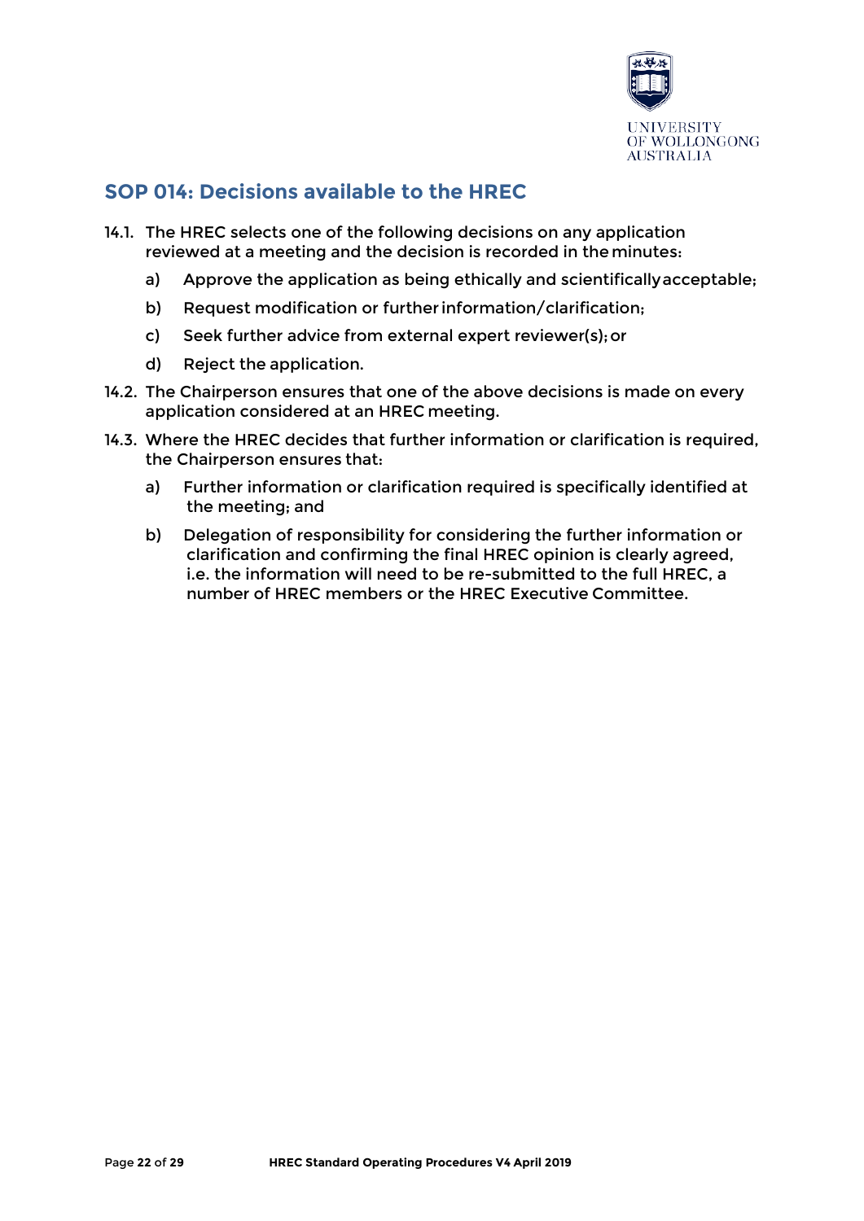## SOP 014: Decisions available to the HREC

14.1. The HREC selects one of the following decisions on any application reviewed at a meeting and the decision is recorded in the minutes:

   a) Approve the application as being ethically and scientifically acceptable;

   b) Request modification or further information/clarification;

   c) Seek further advice from external expert reviewer(s); or

   d) Reject the application.

14.2. The Chairperson ensures that one of the above decisions is made on every application considered at an HREC meeting.

14.3. Where the HREC decides that further information or clarification is required, the Chairperson ensures that:

   a) Further information or clarification required is specifically identified at the meeting; and

   b) Delegation of responsibility for considering the further information or clarification and confirming the final HREC opinion is clearly agreed, i.e. the information will need to be re-submitted to the full HREC, a number of HREC members or the HREC Executive Committee.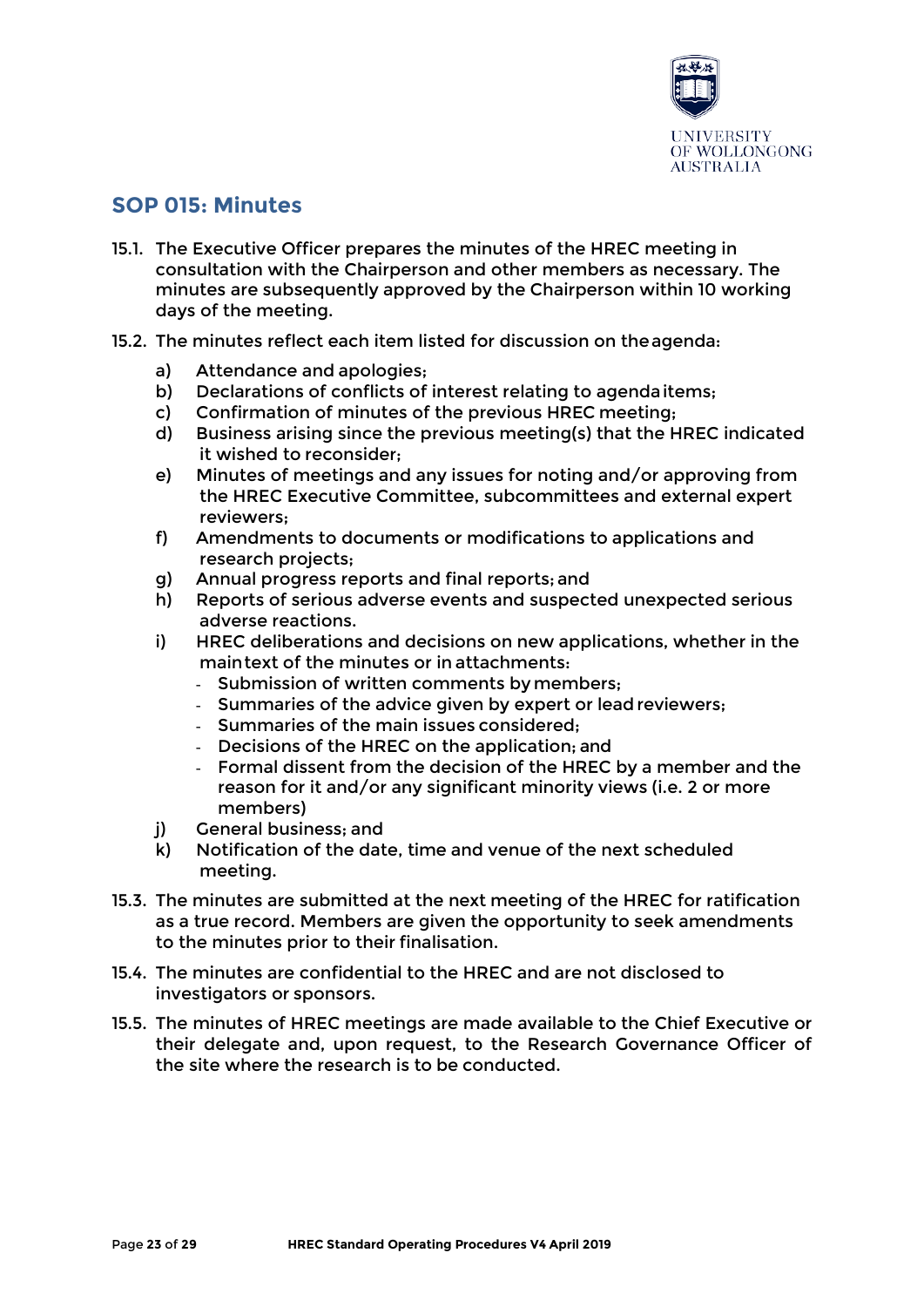## SOP 015: Minutes

15.1. The Executive Officer prepares the minutes of the HREC meeting in consultation with the Chairperson and other members as necessary. The minutes are subsequently approved by the Chairperson within 10 working days of the meeting.

15.2. The minutes reflect each item listed for discussion on the agenda:

a) Attendance and apologies;
b) Declarations of conflicts of interest relating to agenda items;
c) Confirmation of minutes of the previous HREC meeting;
d) Business arising since the previous meeting(s) that the HREC indicated it wished to reconsider;
e) Minutes of meetings and any issues for noting and/or approving from the HREC Executive Committee, subcommittees and external expert reviewers;
f) Amendments to documents or modifications to applications and research projects;
g) Annual progress reports and final reports; and
h) Reports of serious adverse events and suspected unexpected serious adverse reactions.
i) HREC deliberations and decisions on new applications, whether in the main text of the minutes or in attachments:
   - Submission of written comments by members;
   - Summaries of the advice given by expert or lead reviewers;
   - Summaries of the main issues considered;
   - Decisions of the HREC on the application; and
   - Formal dissent from the decision of the HREC by a member and the reason for it and/or any significant minority views (i.e. 2 or more members)
j) General business; and
k) Notification of the date, time and venue of the next scheduled meeting.

15.3. The minutes are submitted at the next meeting of the HREC for ratification as a true record. Members are given the opportunity to seek amendments to the minutes prior to their finalisation.

15.4. The minutes are confidential to the HREC and are not disclosed to investigators or sponsors.

15.5. The minutes of HREC meetings are made available to the Chief Executive or their delegate and, upon request, to the Research Governance Officer of the site where the research is to be conducted.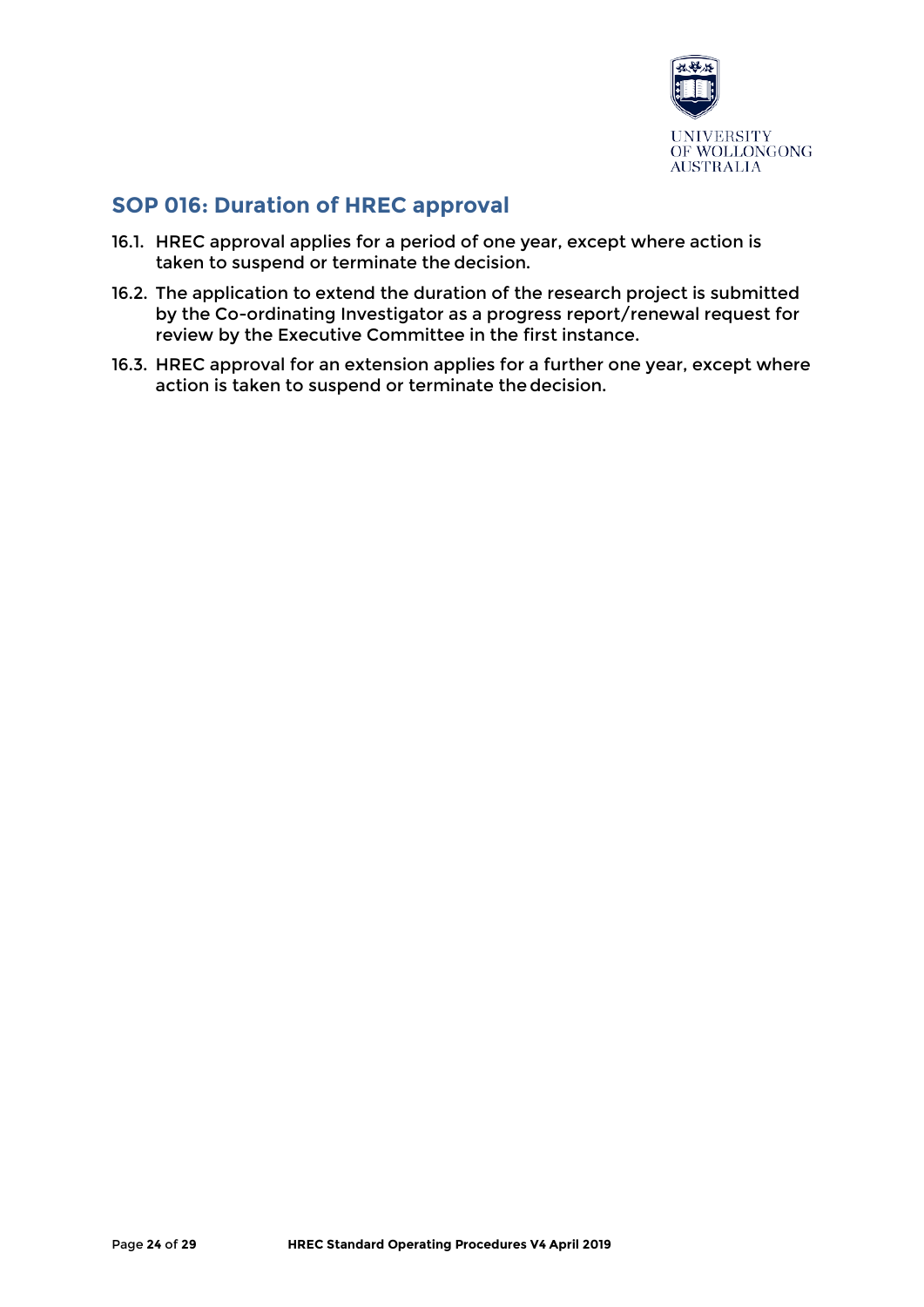## SOP 016: Duration of HREC approval

16.1. HREC approval applies for a period of one year, except where action is taken to suspend or terminate the decision.

16.2. The application to extend the duration of the research project is submitted by the Co-ordinating Investigator as a progress report/renewal request for review by the Executive Committee in the first instance.

16.3. HREC approval for an extension applies for a further one year, except where action is taken to suspend or terminate the decision.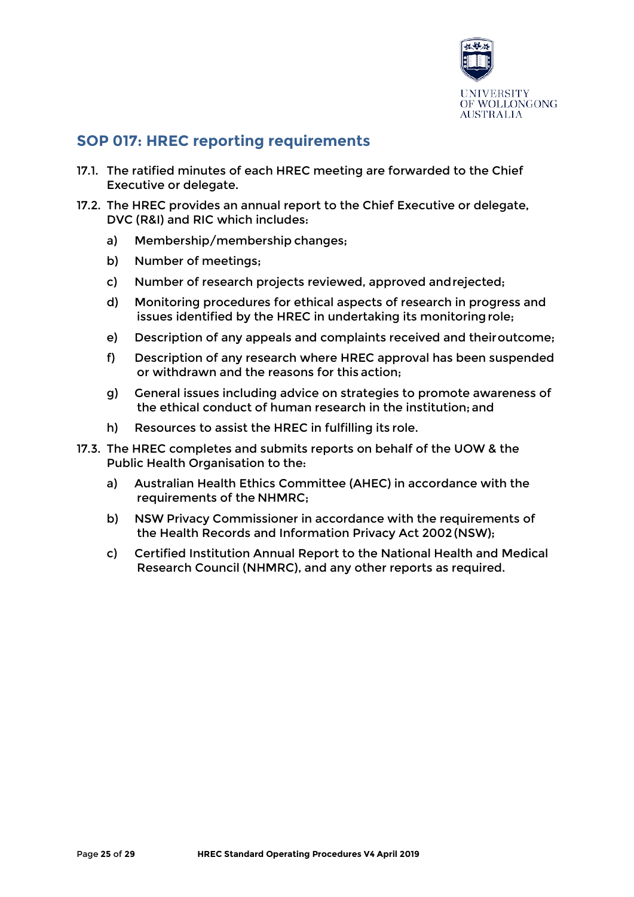## SOP 017: HREC reporting requirements

17.1. The ratified minutes of each HREC meeting are forwarded to the Chief Executive or delegate.

17.2. The HREC provides an annual report to the Chief Executive or delegate, DVC (R&I) and RIC which includes:

   a) Membership/membership changes;

   b) Number of meetings;

   c) Number of research projects reviewed, approved and rejected;

   d) Monitoring procedures for ethical aspects of research in progress and issues identified by the HREC in undertaking its monitoring role;

   e) Description of any appeals and complaints received and their outcome;

   f) Description of any research where HREC approval has been suspended or withdrawn and the reasons for this action;

   g) General issues including advice on strategies to promote awareness of the ethical conduct of human research in the institution; and

   h) Resources to assist the HREC in fulfilling its role.

17.3. The HREC completes and submits reports on behalf of the UOW & the Public Health Organisation to the:

   a) Australian Health Ethics Committee (AHEC) in accordance with the requirements of the NHMRC;

   b) NSW Privacy Commissioner in accordance with the requirements of the Health Records and Information Privacy Act 2002 (NSW);

   c) Certified Institution Annual Report to the National Health and Medical Research Council (NHMRC), and any other reports as required.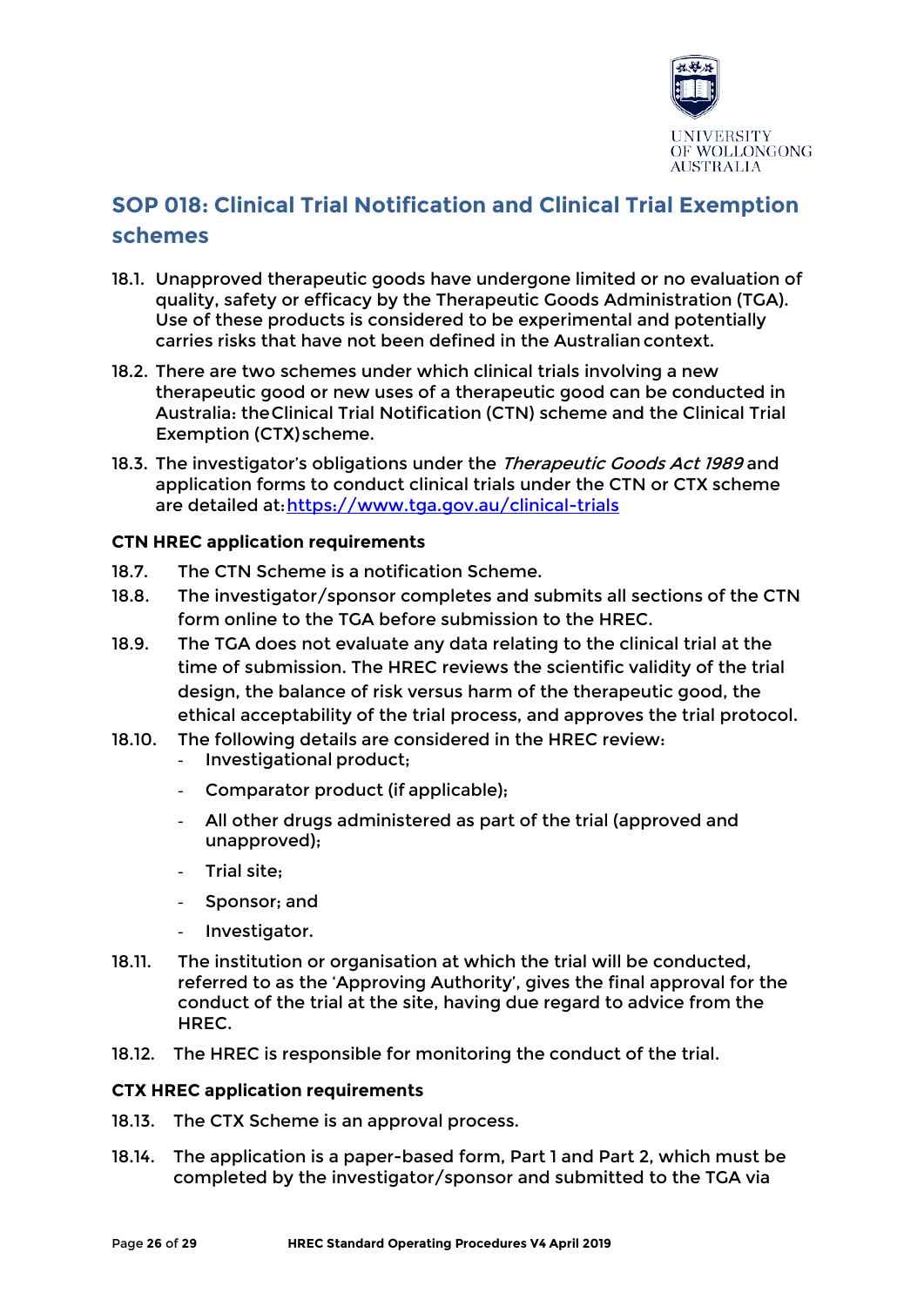## SOP 018: Clinical Trial Notification and Clinical Trial Exemption schemes

18.1. Unapproved therapeutic goods have undergone limited or no evaluation of quality, safety or efficacy by the Therapeutic Goods Administration (TGA). Use of these products is considered to be experimental and potentially carries risks that have not been defined in the Australian context.

18.2. There are two schemes under which clinical trials involving a new therapeutic good or new uses of a therapeutic good can be conducted in Australia: the Clinical Trial Notification (CTN) scheme and the Clinical Trial Exemption (CTX) scheme.

18.3. The investigator's obligations under the *Therapeutic Goods Act 1989* and application forms to conduct clinical trials under the CTN or CTX scheme are detailed at: https://www.tga.gov.au/clinical-trials

**CTN HREC application requirements**

18.7. The CTN Scheme is a notification Scheme.

18.8. The investigator/sponsor completes and submits all sections of the CTN form online to the TGA before submission to the HREC.

18.9. The TGA does not evaluate any data relating to the clinical trial at the time of submission. The HREC reviews the scientific validity of the trial design, the balance of risk versus harm of the therapeutic good, the ethical acceptability of the trial process, and approves the trial protocol.

18.10. The following details are considered in the HREC review:

- Investigational product;
- Comparator product (if applicable);
- All other drugs administered as part of the trial (approved and unapproved);
- Trial site;
- Sponsor; and
- Investigator.

18.11. The institution or organisation at which the trial will be conducted, referred to as the 'Approving Authority', gives the final approval for the conduct of the trial at the site, having due regard to advice from the HREC.

18.12. The HREC is responsible for monitoring the conduct of the trial.

**CTX HREC application requirements**

18.13. The CTX Scheme is an approval process.

18.14. The application is a paper-based form, Part 1 and Part 2, which must be completed by the investigator/sponsor and submitted to the TGA via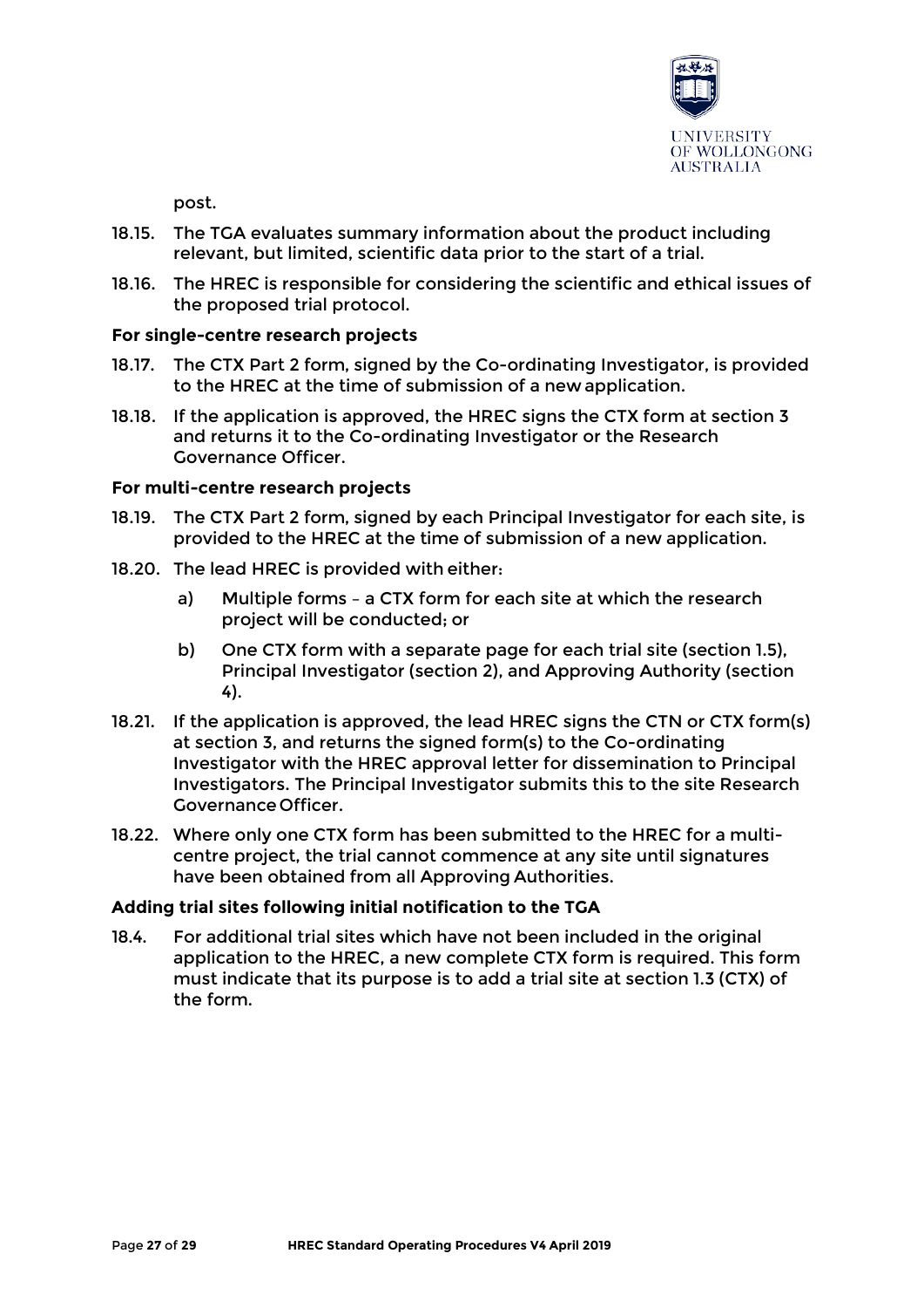post.

18.15. The TGA evaluates summary information about the product including relevant, but limited, scientific data prior to the start of a trial.

18.16. The HREC is responsible for considering the scientific and ethical issues of the proposed trial protocol.

**For single-centre research projects**

18.17. The CTX Part 2 form, signed by the Co-ordinating Investigator, is provided to the HREC at the time of submission of a new application.

18.18. If the application is approved, the HREC signs the CTX form at section 3 and returns it to the Co-ordinating Investigator or the Research Governance Officer.

**For multi-centre research projects**

18.19. The CTX Part 2 form, signed by each Principal Investigator for each site, is provided to the HREC at the time of submission of a new application.

18.20. The lead HREC is provided with either:

- a) Multiple forms – a CTX form for each site at which the research project will be conducted; or
- b) One CTX form with a separate page for each trial site (section 1.5), Principal Investigator (section 2), and Approving Authority (section 4).

18.21. If the application is approved, the lead HREC signs the CTN or CTX form(s) at section 3, and returns the signed form(s) to the Co-ordinating Investigator with the HREC approval letter for dissemination to Principal Investigators. The Principal Investigator submits this to the site Research Governance Officer.

18.22. Where only one CTX form has been submitted to the HREC for a multi-centre project, the trial cannot commence at any site until signatures have been obtained from all Approving Authorities.

**Adding trial sites following initial notification to the TGA**

18.4. For additional trial sites which have not been included in the original application to the HREC, a new complete CTX form is required. This form must indicate that its purpose is to add a trial site at section 1.3 (CTX) of the form.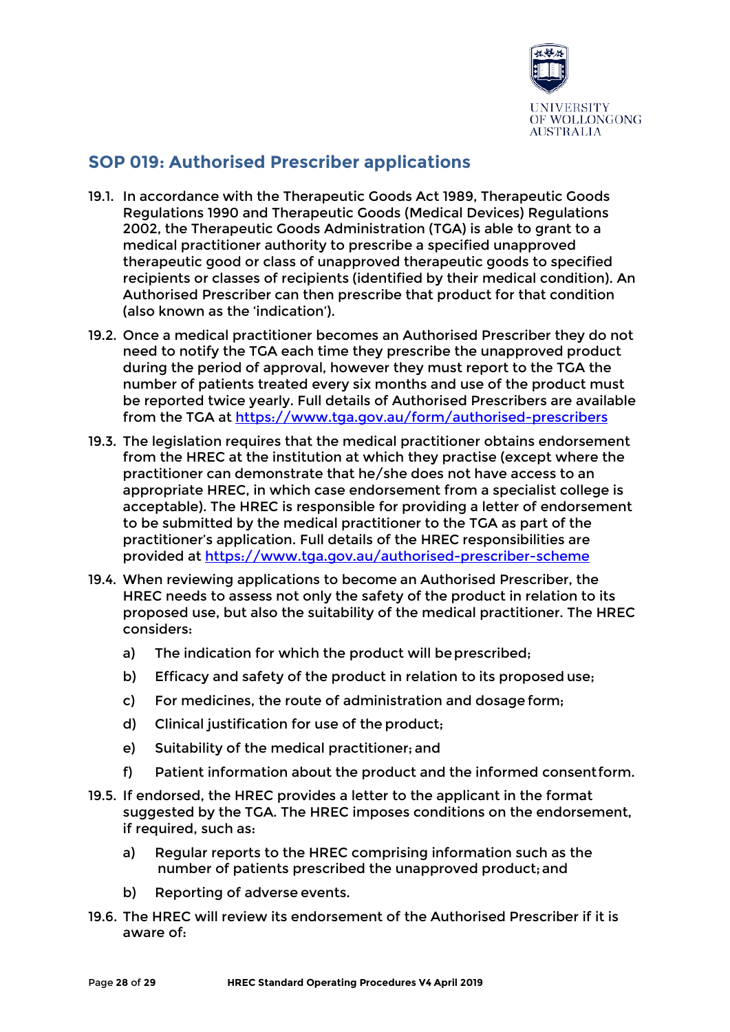## SOP 019: Authorised Prescriber applications

19.1. In accordance with the Therapeutic Goods Act 1989, Therapeutic Goods Regulations 1990 and Therapeutic Goods (Medical Devices) Regulations 2002, the Therapeutic Goods Administration (TGA) is able to grant to a medical practitioner authority to prescribe a specified unapproved therapeutic good or class of unapproved therapeutic goods to specified recipients or classes of recipients (identified by their medical condition). An Authorised Prescriber can then prescribe that product for that condition (also known as the 'indication').

19.2. Once a medical practitioner becomes an Authorised Prescriber they do not need to notify the TGA each time they prescribe the unapproved product during the period of approval, however they must report to the TGA the number of patients treated every six months and use of the product must be reported twice yearly. Full details of Authorised Prescribers are available from the TGA at https://www.tga.gov.au/form/authorised-prescribers

19.3. The legislation requires that the medical practitioner obtains endorsement from the HREC at the institution at which they practise (except where the practitioner can demonstrate that he/she does not have access to an appropriate HREC, in which case endorsement from a specialist college is acceptable). The HREC is responsible for providing a letter of endorsement to be submitted by the medical practitioner to the TGA as part of the practitioner's application. Full details of the HREC responsibilities are provided at https://www.tga.gov.au/authorised-prescriber-scheme

19.4. When reviewing applications to become an Authorised Prescriber, the HREC needs to assess not only the safety of the product in relation to its proposed use, but also the suitability of the medical practitioner. The HREC considers:

a) The indication for which the product will be prescribed;

b) Efficacy and safety of the product in relation to its proposed use;

c) For medicines, the route of administration and dosage form;

d) Clinical justification for use of the product;

e) Suitability of the medical practitioner; and

f) Patient information about the product and the informed consent form.

19.5. If endorsed, the HREC provides a letter to the applicant in the format suggested by the TGA. The HREC imposes conditions on the endorsement, if required, such as:

a) Regular reports to the HREC comprising information such as the number of patients prescribed the unapproved product; and

b) Reporting of adverse events.

19.6. The HREC will review its endorsement of the Authorised Prescriber if it is aware of: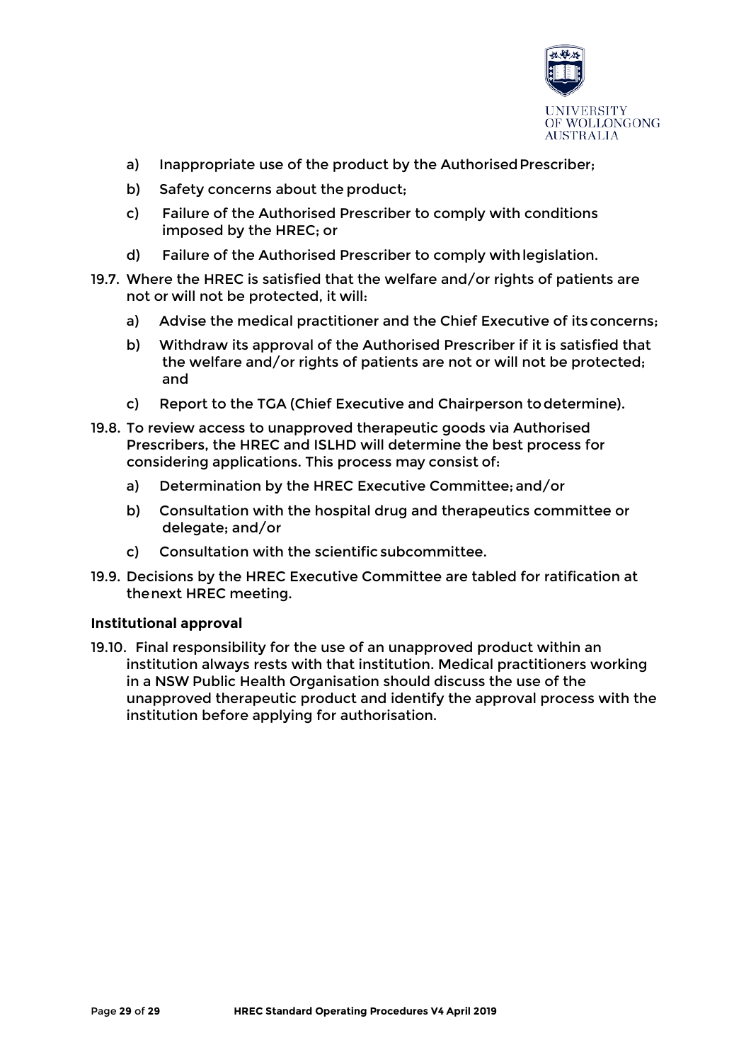a) Inappropriate use of the product by the Authorised Prescriber;

b) Safety concerns about the product;

c) Failure of the Authorised Prescriber to comply with conditions imposed by the HREC; or

d) Failure of the Authorised Prescriber to comply with legislation.

19.7. Where the HREC is satisfied that the welfare and/or rights of patients are not or will not be protected, it will:

a) Advise the medical practitioner and the Chief Executive of its concerns;

b) Withdraw its approval of the Authorised Prescriber if it is satisfied that the welfare and/or rights of patients are not or will not be protected; and

c) Report to the TGA (Chief Executive and Chairperson to determine).

19.8. To review access to unapproved therapeutic goods via Authorised Prescribers, the HREC and ISLHD will determine the best process for considering applications. This process may consist of:

a) Determination by the HREC Executive Committee; and/or

b) Consultation with the hospital drug and therapeutics committee or delegate; and/or

c) Consultation with the scientific subcommittee.

19.9. Decisions by the HREC Executive Committee are tabled for ratification at the next HREC meeting.

**Institutional approval**

19.10. Final responsibility for the use of an unapproved product within an institution always rests with that institution. Medical practitioners working in a NSW Public Health Organisation should discuss the use of the unapproved therapeutic product and identify the approval process with the institution before applying for authorisation.